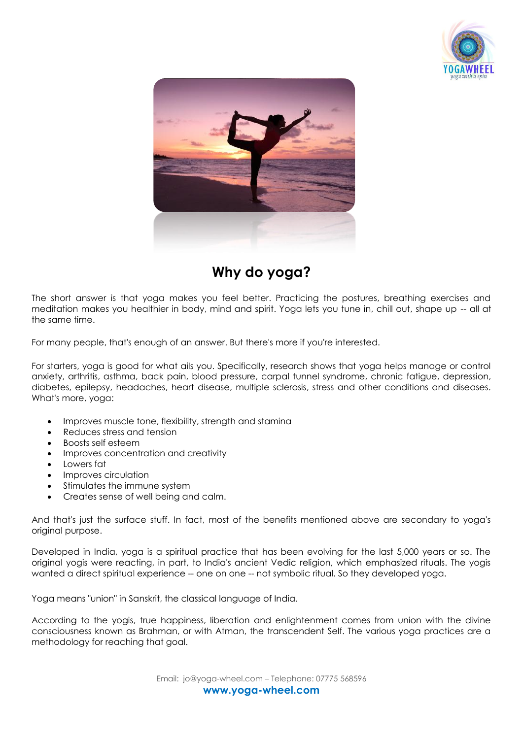# Why do yoga?

The short answer is that yoga makes you feel better. Practicing the postures, breathing exercises and meditation makes you healthier in body, mind and spirit. Yoga lets you tune in, chill out, shape up -- all at the same time.

For many people, that's enough of an answer. But there's more if you're interested.

For starters, yoga is good for what ails you. Specifically, research shows that yoga helps manage or control anxiety, arthritis, asthma, back pain, blood pressure, carpal tunnel syndrome, chronic fatigue, depression, diabetes, epilepsy, headaches, heart disease, multiple sclerosis, stress and other conditions and diseases. What's more, yoga:

- Improves muscle tone, flexibility, strength and stamina
- Reduces stress and tension
- Boosts self esteem
- Improves concentration and creativity
- Lowers fat
- Improves circulation
- Stimulates the immune system
- Creates sense of well being and calm.

And that's just the surface stuff. In fact, most of the benefits mentioned above are secondary to yoga's original purpose.

Developed in India, yoga is a spiritual practice that has been evolving for the last 5,000 years or so. The original yogis were reacting, in part, to India's ancient Vedic religion, which emphasized rituals. The yogis wanted a direct spiritual experience -- one on one -- not symbolic ritual. So they developed yoga.

Yoga means "union" in Sanskrit, the classical language of India.

According to the yogis, true happiness, liberation and enlightenment comes from union with the divine consciousness known as Brahman, or with Atman, the transcendent Self. The various yoga practices are a methodology for reaching that goal.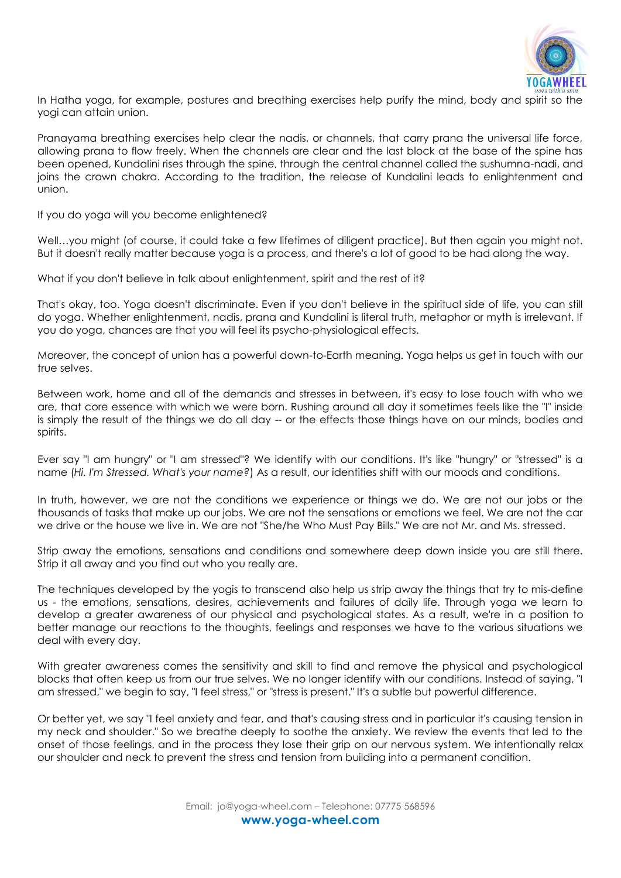In Hatha yoga, for example, postures and breathing exercises help purify the mind, body and spirit so the yogi can attain union.

Pranayama breathing exercises help clear the nadis, or channels, that carry prana the universal life force, allowing prana to flow freely. When the channels are clear and the last block at the base of the spine has been opened, Kundalini rises through the spine, through the central channel called the sushumna-nadi, and joins the crown chakra. According to the tradition, the release of Kundalini leads to enlightenment and union.

If you do yoga will you become enlightened?

Well…you might (of course, it could take a few lifetimes of diligent practice). But then again you might not. But it doesn't really matter because yoga is a process, and there's a lot of good to be had along the way.

What if you don't believe in talk about enlightenment, spirit and the rest of it?

That's okay, too. Yoga doesn't discriminate. Even if you don't believe in the spiritual side of life, you can still do yoga. Whether enlightenment, nadis, prana and Kundalini is literal truth, metaphor or myth is irrelevant. If you do yoga, chances are that you will feel its psycho-physiological effects.

Moreover, the concept of union has a powerful down-to-Earth meaning. Yoga helps us get in touch with our true selves.

Between work, home and all of the demands and stresses in between, it's easy to lose touch with who we are, that core essence with which we were born. Rushing around all day it sometimes feels like the "I" inside is simply the result of the things we do all day -- or the effects those things have on our minds, bodies and spirits.

Ever say "I am hungry" or "I am stressed"? We identify with our conditions. It's like "hungry" or "stressed" is a name (*Hi. I'm Stressed. What's your name?*) As a result, our identities shift with our moods and conditions.

In truth, however, we are not the conditions we experience or things we do. We are not our jobs or the thousands of tasks that make up our jobs. We are not the sensations or emotions we feel. We are not the car we drive or the house we live in. We are not "She/he Who Must Pay Bills." We are not Mr. and Ms. stressed.

Strip away the emotions, sensations and conditions and somewhere deep down inside you are still there. Strip it all away and you find out who you really are.

The techniques developed by the yogis to transcend also help us strip away the things that try to mis-define us - the emotions, sensations, desires, achievements and failures of daily life. Through yoga we learn to develop a greater awareness of our physical and psychological states. As a result, we're in a position to better manage our reactions to the thoughts, feelings and responses we have to the various situations we deal with every day.

With greater awareness comes the sensitivity and skill to find and remove the physical and psychological blocks that often keep us from our true selves. We no longer identify with our conditions. Instead of saying, "I am stressed," we begin to say, "I feel stress," or "stress is present." It's a subtle but powerful difference.

Or better yet, we say "I feel anxiety and fear, and that's causing stress and in particular it's causing tension in my neck and shoulder." So we breathe deeply to soothe the anxiety. We review the events that led to the onset of those feelings, and in the process they lose their grip on our nervous system. We intentionally relax our shoulder and neck to prevent the stress and tension from building into a permanent condition.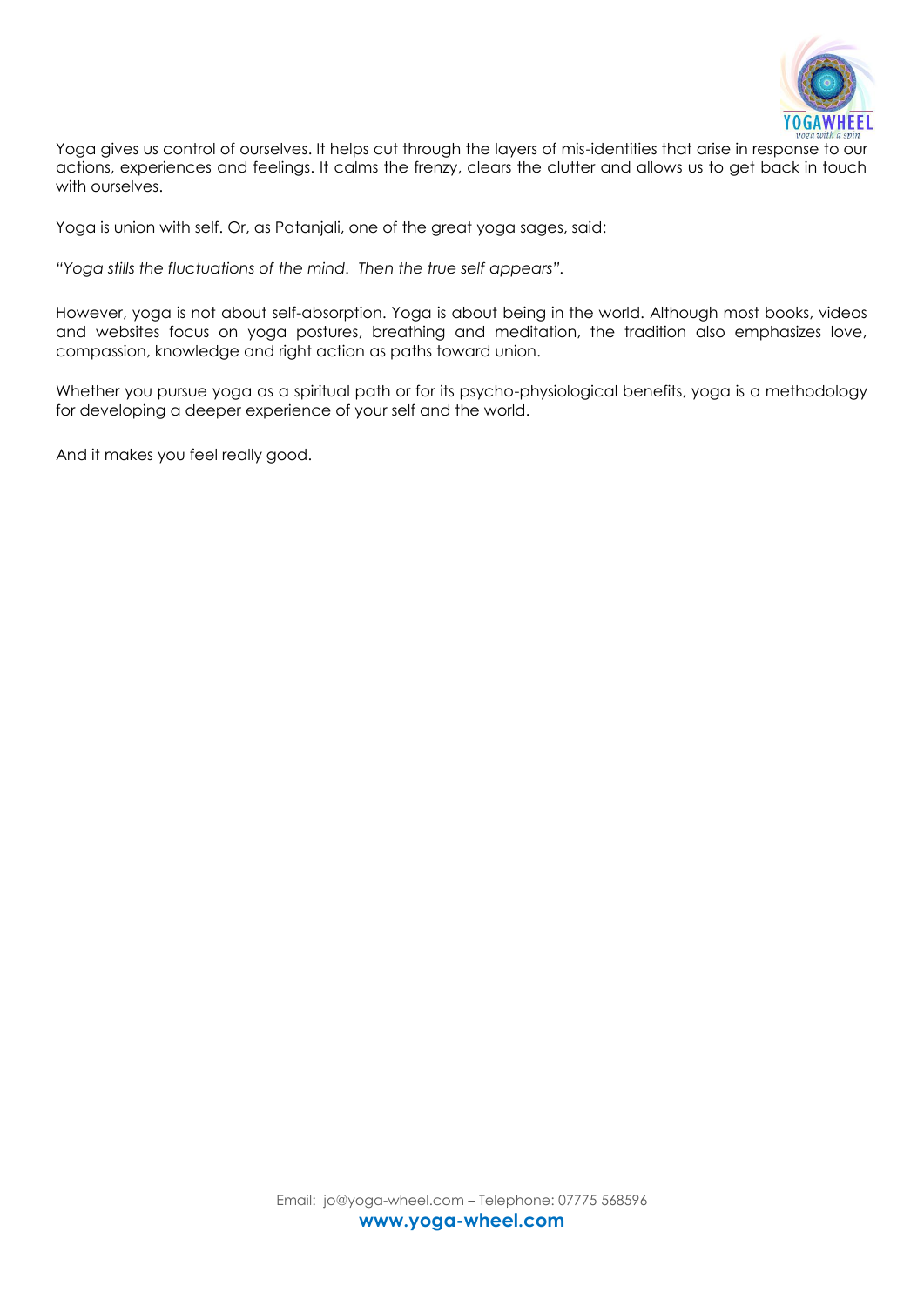Yoga gives us control of ourselves. It helps cut through the layers of mis-identities that arise in response to our actions, experiences and feelings. It calms the frenzy, clears the clutter and allows us to get back in touch with ourselves.

Yoga is union with self. Or, as Patanjali, one of the great yoga sages, said:

*"Yoga stills the fluctuations of the mind. Then the true self appears".*

However, yoga is not about self-absorption. Yoga is about being in the world. Although most books, videos and websites focus on yoga postures, breathing and meditation, the tradition also emphasizes love, compassion, knowledge and right action as paths toward union.

Whether you pursue yoga as a spiritual path or for its psycho-physiological benefits, yoga is a methodology for developing a deeper experience of your self and the world.

And it makes you feel really good.